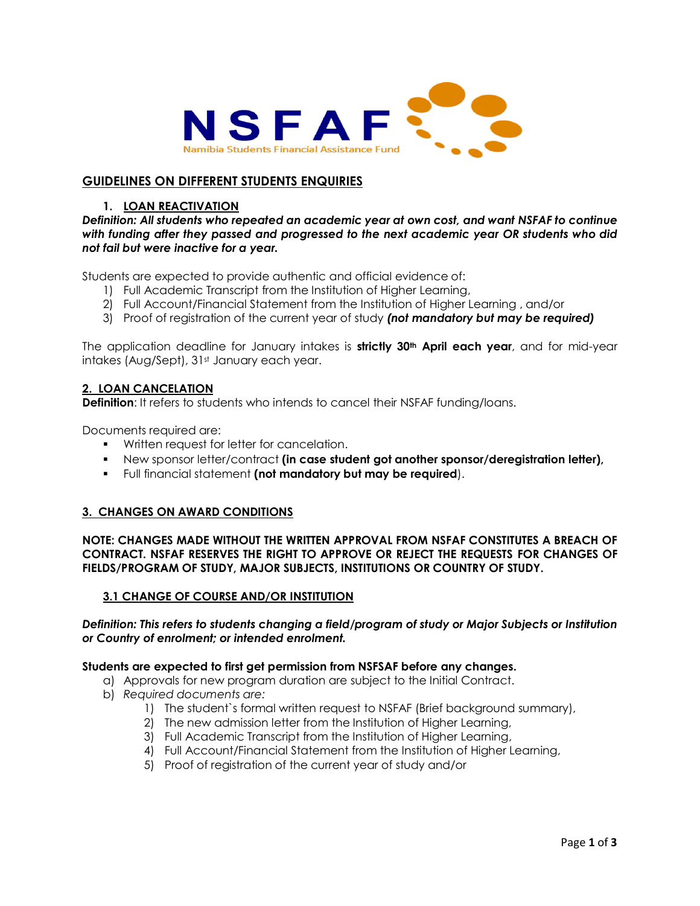# NSFAF

Namibia Students Financial Assistance Fund

## GUIDELINES ON DIFFERENT STUDENTS ENQUIRIES

### 1. LOAN REACTIVATION

***Definition: All students who repeated an academic year at own cost, and want NSFAF to continue with funding after they passed and progressed to the next academic year OR students who did not fail but were inactive for a year.***

Students are expected to provide authentic and official evidence of:

1) Full Academic Transcript from the Institution of Higher Learning,
2) Full Account/Financial Statement from the Institution of Higher Learning , and/or
3) Proof of registration of the current year of study ***(not mandatory but may be required)***

The application deadline for January intakes is **strictly 30th April each year**, and for mid-year intakes (Aug/Sept), 31st January each year.

### 2. LOAN CANCELATION

**Definition**: It refers to students who intends to cancel their NSFAF funding/loans.

Documents required are:

- Written request for letter for cancelation.
- New sponsor letter/contract **(in case student got another sponsor/deregistration letter),**
- Full financial statement **(not mandatory but may be required)**.

### 3. CHANGES ON AWARD CONDITIONS

**NOTE: CHANGES MADE WITHOUT THE WRITTEN APPROVAL FROM NSFAF CONSTITUTES A BREACH OF CONTRACT. NSFAF RESERVES THE RIGHT TO APPROVE OR REJECT THE REQUESTS FOR CHANGES OF FIELDS/PROGRAM OF STUDY, MAJOR SUBJECTS, INSTITUTIONS OR COUNTRY OF STUDY.**

#### 3.1 CHANGE OF COURSE AND/OR INSTITUTION

***Definition: This refers to students changing a field/program of study or Major Subjects or Institution or Country of enrolment; or intended enrolment.***

**Students are expected to first get permission from NSFSAF before any changes.**

a) Approvals for new program duration are subject to the Initial Contract.
b) *Required documents are:*
   1) The student`s formal written request to NSFAF (Brief background summary),
   2) The new admission letter from the Institution of Higher Learning,
   3) Full Academic Transcript from the Institution of Higher Learning,
   4) Full Account/Financial Statement from the Institution of Higher Learning,
   5) Proof of registration of the current year of study and/or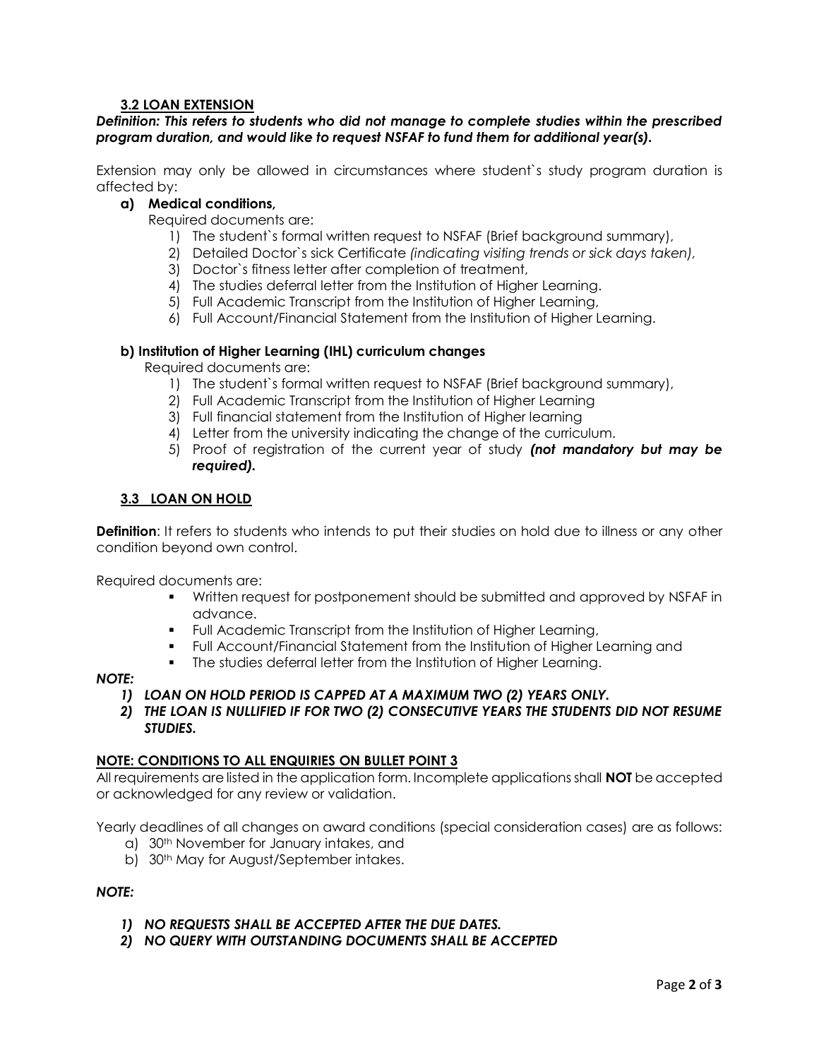### 3.2 LOAN EXTENSION

***Definition: This refers to students who did not manage to complete studies within the prescribed program duration, and would like to request NSFAF to fund them for additional year(s).***

Extension may only be allowed in circumstances where student`s study program duration is affected by:

**a) Medical conditions,**

Required documents are:

1) The student`s formal written request to NSFAF (Brief background summary),
2) Detailed Doctor`s sick Certificate *(indicating visiting trends or sick days taken),*
3) Doctor`s fitness letter after completion of treatment,
4) The studies deferral letter from the Institution of Higher Learning.
5) Full Academic Transcript from the Institution of Higher Learning,
6) Full Account/Financial Statement from the Institution of Higher Learning.

**b) Institution of Higher Learning (IHL) curriculum changes**

Required documents are:

1) The student`s formal written request to NSFAF (Brief background summary),
2) Full Academic Transcript from the Institution of Higher Learning
3) Full financial statement from the Institution of Higher learning
4) Letter from the university indicating the change of the curriculum.
5) Proof of registration of the current year of study ***(not mandatory but may be required).***

### 3.3 LOAN ON HOLD

**Definition**: It refers to students who intends to put their studies on hold due to illness or any other condition beyond own control.

Required documents are:

- Written request for postponement should be submitted and approved by NSFAF in advance.
- Full Academic Transcript from the Institution of Higher Learning,
- Full Account/Financial Statement from the Institution of Higher Learning and
- The studies deferral letter from the Institution of Higher Learning.

***NOTE:***

1) ***LOAN ON HOLD PERIOD IS CAPPED AT A MAXIMUM TWO (2) YEARS ONLY.***
2) ***THE LOAN IS NULLIFIED IF FOR TWO (2) CONSECUTIVE YEARS THE STUDENTS DID NOT RESUME STUDIES.***

**NOTE: CONDITIONS TO ALL ENQUIRIES ON BULLET POINT 3**

All requirements are listed in the application form. Incomplete applications shall **NOT** be accepted or acknowledged for any review or validation.

Yearly deadlines of all changes on award conditions (special consideration cases) are as follows:

a) 30th November for January intakes, and
b) 30th May for August/September intakes.

***NOTE:***

1) ***NO REQUESTS SHALL BE ACCEPTED AFTER THE DUE DATES.***
2) ***NO QUERY WITH OUTSTANDING DOCUMENTS SHALL BE ACCEPTED***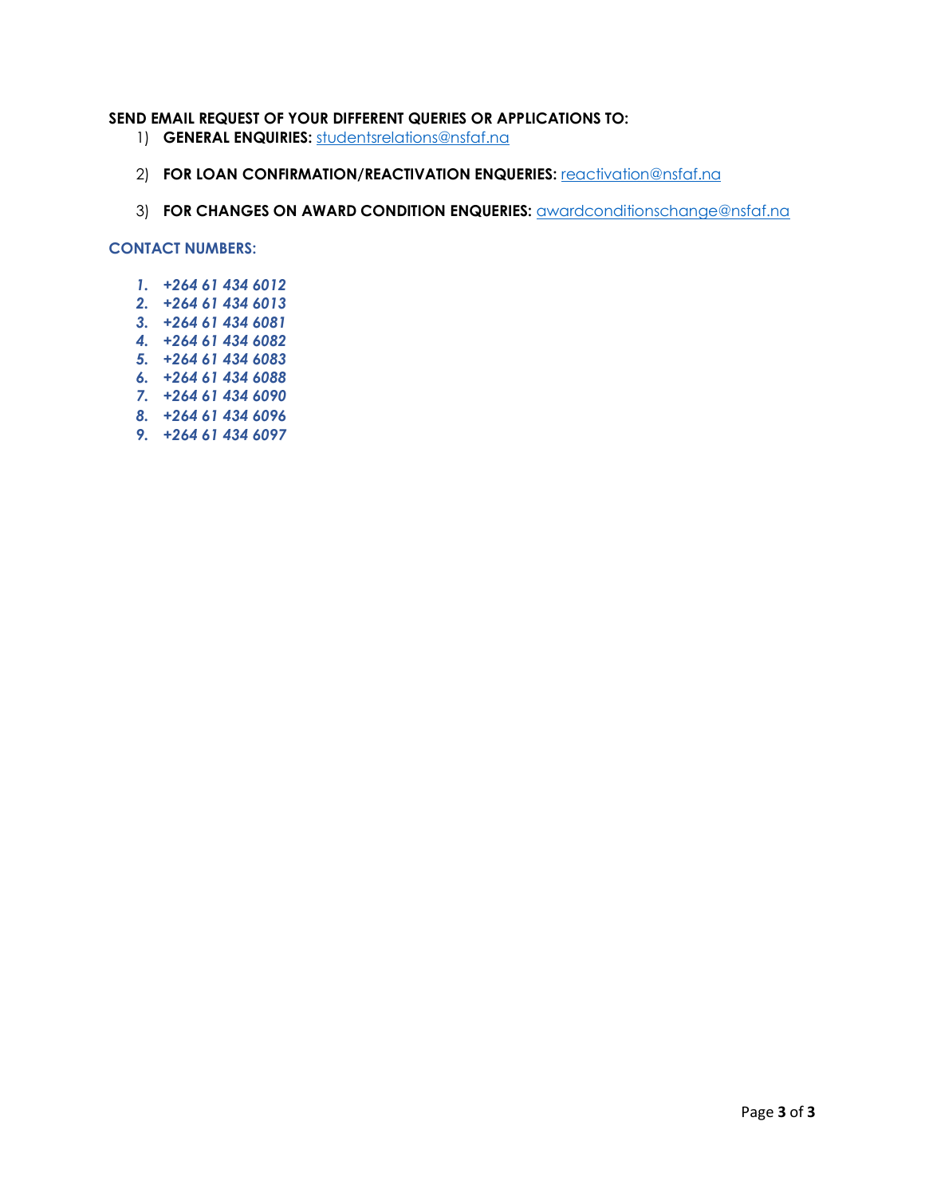**SEND EMAIL REQUEST OF YOUR DIFFERENT QUERIES OR APPLICATIONS TO:**

1) **GENERAL ENQUIRIES:** studentsrelations@nsfaf.na
2) **FOR LOAN CONFIRMATION/REACTIVATION ENQUERIES:** reactivation@nsfaf.na
3) **FOR CHANGES ON AWARD CONDITION ENQUERIES:** awardconditionschange@nsfaf.na

**CONTACT NUMBERS:**

1. ***+264 61 434 6012***
2. ***+264 61 434 6013***
3. ***+264 61 434 6081***
4. ***+264 61 434 6082***
5. ***+264 61 434 6083***
6. ***+264 61 434 6088***
7. ***+264 61 434 6090***
8. ***+264 61 434 6096***
9. ***+264 61 434 6097***